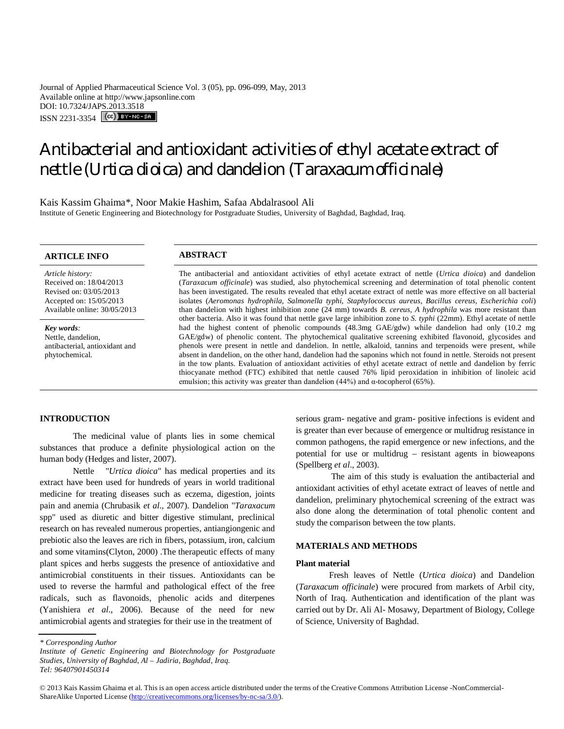Journal of Applied Pharmaceutical Science Vol. 3 (05), pp. 096-099, May, 2013
Available online at http://www.japsonline.com
DOI: 10.7324/JAPS.2013.3518
ISSN 2231-3354

# Antibacterial and antioxidant activities of ethyl acetate extract of nettle (*Urtica dioica*) and dandelion (*Taraxacum officinale*)

Kais Kassim Ghaima*, Noor Makie Hashim, Safaa Abdalrasool Ali

Institute of Genetic Engineering and Biotechnology for Postgraduate Studies, University of Baghdad, Baghdad, Iraq.

## ARTICLE INFO

*Article history:*
Received on: 18/04/2013
Revised on: 03/05/2013
Accepted on: 15/05/2013
Available online: 30/05/2013

***Key words**:*
Nettle, dandelion, antibacterial, antioxidant and phytochemical.

## ABSTRACT

The antibacterial and antioxidant activities of ethyl acetate extract of nettle (*Urtica dioica*) and dandelion (*Taraxacum officinale*) was studied, also phytochemical screening and determination of total phenolic content has been investigated. The results revealed that ethyl acetate extract of nettle was more effective on all bacterial isolates (*Aeromonas hydrophila, Salmonella typhi, Staphylococcus aureus, Bacillus cereus, Escherichia coli*) than dandelion with highest inhibition zone (24 mm) towards *B. cereus, A hydrophila* was more resistant than other bacteria. Also it was found that nettle gave large inhibition zone to *S. typhi* (22mm). Ethyl acetate of nettle had the highest content of phenolic compounds (48.3mg GAE/gdw) while dandelion had only (10.2 mg GAE/gdw) of phenolic content. The phytochemical qualitative screening exhibited flavonoid, glycosides and phenols were present in nettle and dandelion. In nettle, alkaloid, tannins and terpenoids were present, while absent in dandelion, on the other hand, dandelion had the saponins which not found in nettle. Steroids not present in the tow plants. Evaluation of antioxidant activities of ethyl acetate extract of nettle and dandelion by ferric thiocyanate method (FTC) exhibited that nettle caused 76% lipid peroxidation in inhibition of linoleic acid emulsion; this activity was greater than dandelion (44%) and α-tocopherol (65%).

## INTRODUCTION

The medicinal value of plants lies in some chemical substances that produce a definite physiological action on the human body (Hedges and lister, 2007).

Nettle "*Urtica dioica*" has medical properties and its extract have been used for hundreds of years in world traditional medicine for treating diseases such as eczema, digestion, joints pain and anemia (Chrubasik *et al*., 2007). Dandelion "*Taraxacum* spp" used as diuretic and bitter digestive stimulant, preclinical research on has revealed numerous properties, antiangiongenic and prebiotic also the leaves are rich in fibers, potassium, iron, calcium and some vitamins(Clyton, 2000) .The therapeutic effects of many plant spices and herbs suggests the presence of antioxidative and antimicrobial constituents in their tissues. Antioxidants can be used to reverse the harmful and pathological effect of the free radicals, such as flavonoids, phenolic acids and diterpenes (Yanishiera *et al*., 2006). Because of the need for new antimicrobial agents and strategies for their use in the treatment of serious gram- negative and gram- positive infections is evident and is greater than ever because of emergence or multidrug resistance in common pathogens, the rapid emergence or new infections, and the potential for use or multidrug – resistant agents in bioweapons (Spellberg *et al*., 2003).

The aim of this study is evaluation the antibacterial and antioxidant activities of ethyl acetate extract of leaves of nettle and dandelion, preliminary phytochemical screening of the extract was also done along the determination of total phenolic content and study the comparison between the tow plants.

## MATERIALS AND METHODS

### Plant material

Fresh leaves of Nettle (*Urtica dioica*) and Dandelion (*Taraxacum officinale*) were procured from markets of Arbil city, North of Iraq. Authentication and identification of the plant was carried out by Dr. Ali Al- Mosawy, Department of Biology, College of Science, University of Baghdad.

*\* Corresponding Author*
*Institute of Genetic Engineering and Biotechnology for Postgraduate Studies, University of Baghdad, Al – Jadiria, Baghdad, Iraq.*
*Tel: 96407901450314*

© 2013 Kais Kassim Ghaima et al. This is an open access article distributed under the terms of the Creative Commons Attribution License -NonCommercial-ShareAlike Unported License (http://creativecommons.org/licenses/by-nc-sa/3.0/).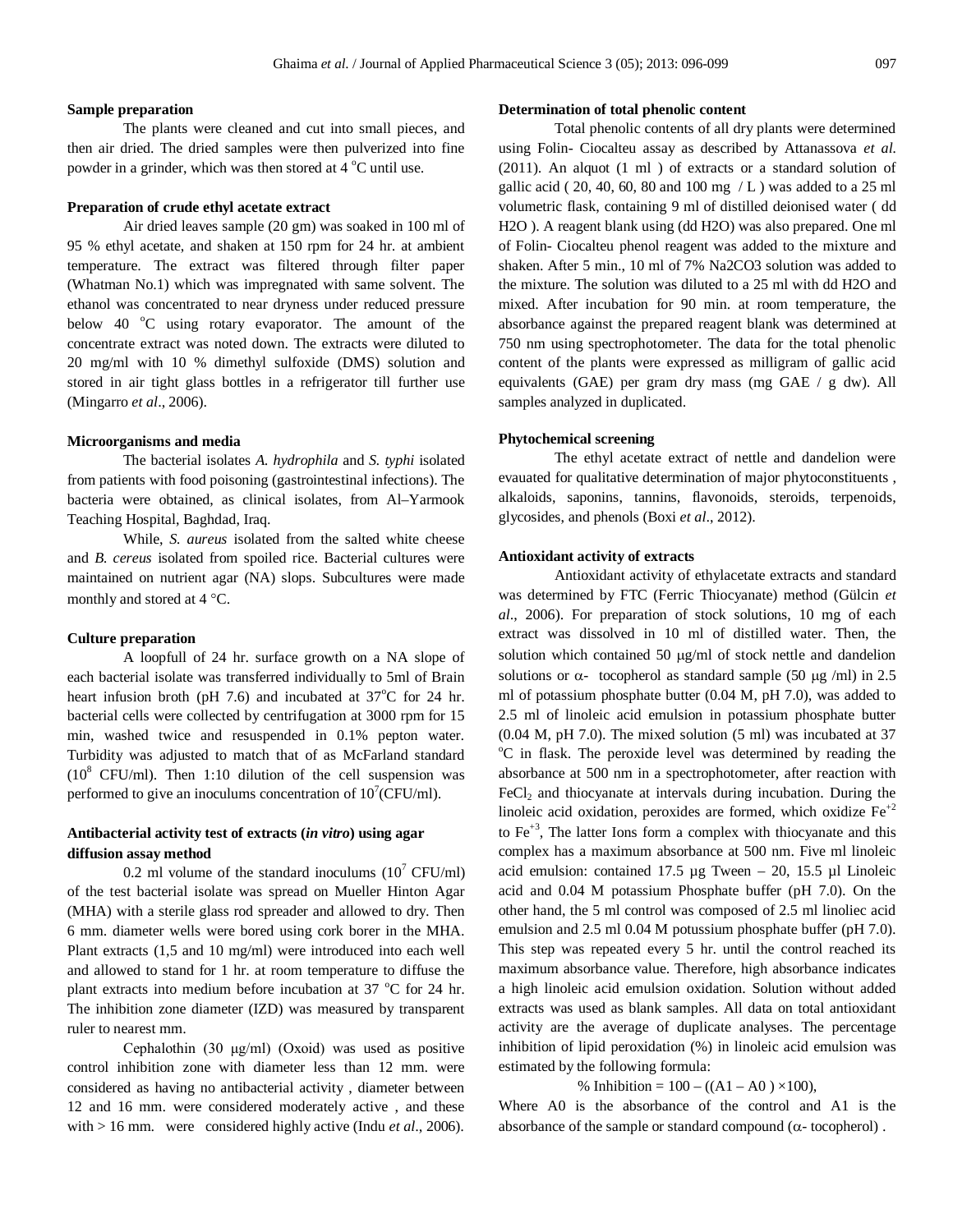### Sample preparation

The plants were cleaned and cut into small pieces, and then air dried. The dried samples were then pulverized into fine powder in a grinder, which was then stored at 4 °C until use.

### Preparation of crude ethyl acetate extract

Air dried leaves sample (20 gm) was soaked in 100 ml of 95 % ethyl acetate, and shaken at 150 rpm for 24 hr. at ambient temperature. The extract was filtered through filter paper (Whatman No.1) which was impregnated with same solvent. The ethanol was concentrated to near dryness under reduced pressure below 40 °C using rotary evaporator. The amount of the concentrate extract was noted down. The extracts were diluted to 20 mg/ml with 10 % dimethyl sulfoxide (DMS) solution and stored in air tight glass bottles in a refrigerator till further use (Mingarro *et al*., 2006).

### Microorganisms and media

The bacterial isolates *A. hydrophila* and *S. typhi* isolated from patients with food poisoning (gastrointestinal infections). The bacteria were obtained, as clinical isolates, from Al–Yarmook Teaching Hospital, Baghdad, Iraq.

While, *S. aureus* isolated from the salted white cheese and *B. cereus* isolated from spoiled rice. Bacterial cultures were maintained on nutrient agar (NA) slops. Subcultures were made monthly and stored at 4 °C.

### Culture preparation

A loopfull of 24 hr. surface growth on a NA slope of each bacterial isolate was transferred individually to 5ml of Brain heart infusion broth (pH 7.6) and incubated at 37°C for 24 hr. bacterial cells were collected by centrifugation at 3000 rpm for 15 min, washed twice and resuspended in 0.1% pepton water. Turbidity was adjusted to match that of as McFarland standard ($10^8$ CFU/ml). Then 1:10 dilution of the cell suspension was performed to give an inoculums concentration of $10^7$(CFU/ml).

### Antibacterial activity test of extracts (*in vitro*) using agar diffusion assay method

0.2 ml volume of the standard inoculums ($10^7$ CFU/ml) of the test bacterial isolate was spread on Mueller Hinton Agar (MHA) with a sterile glass rod spreader and allowed to dry. Then 6 mm. diameter wells were bored using cork borer in the MHA. Plant extracts (1,5 and 10 mg/ml) were introduced into each well and allowed to stand for 1 hr. at room temperature to diffuse the plant extracts into medium before incubation at 37 °C for 24 hr. The inhibition zone diameter (IZD) was measured by transparent ruler to nearest mm.

Cephalothin (30 μg/ml) (Oxoid) was used as positive control inhibition zone with diameter less than 12 mm. were considered as having no antibacterial activity , diameter between 12 and 16 mm. were considered moderately active , and these with > 16 mm. were considered highly active (Indu *et al*., 2006).

### Determination of total phenolic content

Total phenolic contents of all dry plants were determined using Folin- Ciocalteu assay as described by Attanassova *et al.* (2011). An alquot (1 ml ) of extracts or a standard solution of gallic acid ( 20, 40, 60, 80 and 100 mg / L ) was added to a 25 ml volumetric flask, containing 9 ml of distilled deionised water ( dd $H_2O$ ). A reagent blank using (dd $H_2O$) was also prepared. One ml of Folin- Ciocalteu phenol reagent was added to the mixture and shaken. After 5 min., 10 ml of 7% $Na_2CO_3$ solution was added to the mixture. The solution was diluted to a 25 ml with dd $H_2O$ and mixed. After incubation for 90 min. at room temperature, the absorbance against the prepared reagent blank was determined at 750 nm using spectrophotometer. The data for the total phenolic content of the plants were expressed as milligram of gallic acid equivalents (GAE) per gram dry mass (mg GAE / g dw). All samples analyzed in duplicated.

### Phytochemical screening

The ethyl acetate extract of nettle and dandelion were evauated for qualitative determination of major phytoconstituents , alkaloids, saponins, tannins, flavonoids, steroids, terpenoids, glycosides, and phenols (Boxi *et al*., 2012).

### Antioxidant activity of extracts

Antioxidant activity of ethylacetate extracts and standard was determined by FTC (Ferric Thiocyanate) method (Gülcin *et al*., 2006). For preparation of stock solutions, 10 mg of each extract was dissolved in 10 ml of distilled water. Then, the solution which contained 50 μg/ml of stock nettle and dandelion solutions or α- tocopherol as standard sample (50 μg /ml) in 2.5 ml of potassium phosphate butter (0.04 M, pH 7.0), was added to 2.5 ml of linoleic acid emulsion in potassium phosphate butter (0.04 M, pH 7.0). The mixed solution (5 ml) was incubated at 37 °C in flask. The peroxide level was determined by reading the absorbance at 500 nm in a spectrophotometer, after reaction with $FeCl_2$ and thiocyanate at intervals during incubation. During the linoleic acid oxidation, peroxides are formed, which oxidize $Fe^{+2}$ to $Fe^{+3}$, The latter Ions form a complex with thiocyanate and this complex has a maximum absorbance at 500 nm. Five ml linoleic acid emulsion: contained 17.5 µg Tween – 20, 15.5 µl Linoleic acid and 0.04 M potassium Phosphate buffer (pH 7.0). On the other hand, the 5 ml control was composed of 2.5 ml linoliec acid emulsion and 2.5 ml 0.04 M potussium phosphate buffer (pH 7.0). This step was repeated every 5 hr. until the control reached its maximum absorbance value. Therefore, high absorbance indicates a high linoleic acid emulsion oxidation. Solution without added extracts was used as blank samples. All data on total antioxidant activity are the average of duplicate analyses. The percentage inhibition of lipid peroxidation (%) in linoleic acid emulsion was estimated by the following formula:

$$\% \text{ Inhibition} = 100 - ((A1 - A0) \times 100),$$

Where A0 is the absorbance of the control and A1 is the absorbance of the sample or standard compound (α- tocopherol) .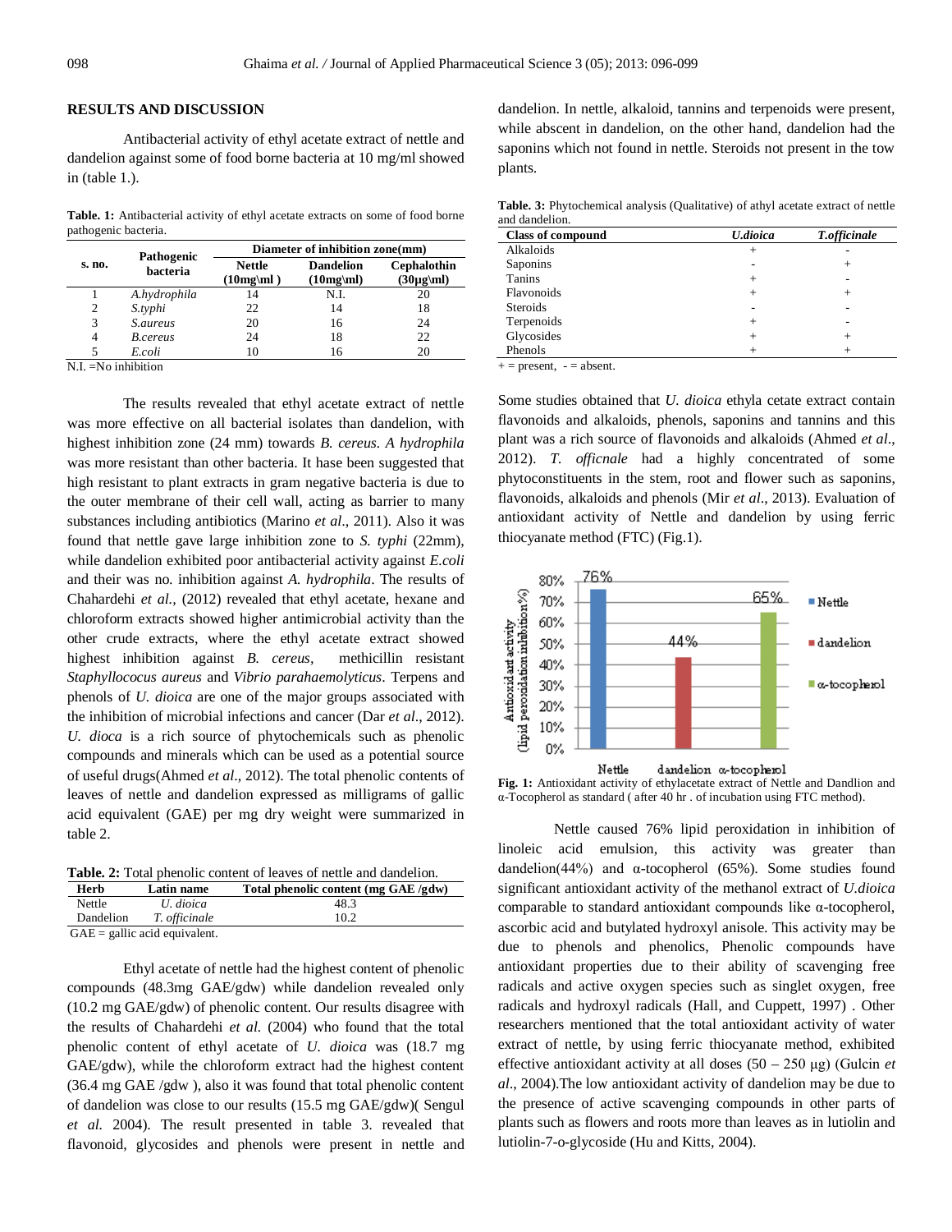## RESULTS AND DISCUSSION

Antibacterial activity of ethyl acetate extract of nettle and dandelion against some of food borne bacteria at 10 mg/ml showed in (table 1.).

**Table. 1:** Antibacterial activity of ethyl acetate extracts on some of food borne pathogenic bacteria.

| s. no. | Pathogenic bacteria | Diameter of inhibition zone(mm) | | |
|---|---|---|---|---|
| | | Nettle (10mg\ml ) | Dandelion (10mg\ml) | Cephalothin (30µg\ml) |
| 1 | *A.hydrophila* | 14 | N.I. | 20 |
| 2 | *S.typhi* | 22 | 14 | 18 |
| 3 | *S.aureus* | 20 | 16 | 24 |
| 4 | *B.cereus* | 24 | 18 | 22 |
| 5 | *E.coli* | 10 | 16 | 20 |

N.I. =No inhibition

The results revealed that ethyl acetate extract of nettle was more effective on all bacterial isolates than dandelion, with highest inhibition zone (24 mm) towards *B. cereus*. *A hydrophila* was more resistant than other bacteria. It has been suggested that high resistant to plant extracts in gram negative bacteria is due to the outer membrane of their cell wall, acting as barrier to many substances including antibiotics (Marino *et al*., 2011). Also it was found that nettle gave large inhibition zone to *S. typhi* (22mm), while dandelion exhibited poor antibacterial activity against *E.coli* and their was no. inhibition against *A. hydrophila*. The results of Chahardehi *et al.,* (2012) revealed that ethyl acetate, hexane and chloroform extracts showed higher antimicrobial activity than the other crude extracts, where the ethyl acetate extract showed highest inhibition against *B. cereus*, methicillin resistant *Staphyllococus aureus* and *Vibrio parahaemolyticus*. Terpens and phenols of *U. dioica* are one of the major groups associated with the inhibition of microbial infections and cancer (Dar *et al*., 2012). *U. dioca* is a rich source of phytochemicals such as phenolic compounds and minerals which can be used as a potential source of useful drugs(Ahmed *et al*., 2012). The total phenolic contents of leaves of nettle and dandelion expressed as milligrams of gallic acid equivalent (GAE) per mg dry weight were summarized in table 2.

**Table. 2:** Total phenolic content of leaves of nettle and dandelion.

| Herb | Latin name | Total phenolic content (mg GAE /gdw) |
|---|---|---|
| Nettle | *U. dioica* | 48.3 |
| Dandelion | *T. officinale* | 10.2 |

GAE = gallic acid equivalent.

Ethyl acetate of nettle had the highest content of phenolic compounds (48.3mg GAE/gdw) while dandelion revealed only (10.2 mg GAE/gdw) of phenolic content. Our results disagree with the results of Chahardehi *et al.* (2004) who found that the total phenolic content of ethyl acetate of *U. dioica* was (18.7 mg GAE/gdw), while the chloroform extract had the highest content (36.4 mg GAE /gdw ), also it was found that total phenolic content of dandelion was close to our results (15.5 mg GAE/gdw)( Sengul *et al.* 2004). The result presented in table 3. revealed that flavonoid, glycosides and phenols were present in nettle and dandelion. In nettle, alkaloid, tannins and terpenoids were present, while abscent in dandelion, on the other hand, dandelion had the saponins which not found in nettle. Steroids not present in the tow plants.

**Table. 3:** Phytochemical analysis (Qualitative) of athyl acetate extract of nettle and dandelion.

| Class of compound | *U.dioica* | *T.officinale* |
|---|---|---|
| Alkaloids | + | - |
| Saponins | - | + |
| Tanins | + | - |
| Flavonoids | + | + |
| Steroids | - | - |
| Terpenoids | + | - |
| Glycosides | + | + |
| Phenols | + | + |

\+ = present, - = absent.

Some studies obtained that *U. dioica* ethyla cetate extract contain flavonoids and alkaloids, phenols, saponins and tannins and this plant was a rich source of flavonoids and alkaloids (Ahmed *et al*., 2012). *T. officnale* had a highly concentrated of some phytoconstituents in the stem, root and flower such as saponins, flavonoids, alkaloids and phenols (Mir *et al*., 2013). Evaluation of antioxidant activity of Nettle and dandelion by using ferric thiocyanate method (FTC) (Fig.1).

| | Antioxidant activity (lipid peroxidation inhibition%) |
|---|---|
| Nettle | 76% |
| dandelion | 44% |
| α-tocopherol | 65% |

**Fig. 1:** Antioxidant activity of ethylacetate extract of Nettle and Dandlion and α-Tocopherol as standard ( after 40 hr . of incubation using FTC method).

Nettle caused 76% lipid peroxidation in inhibition of linoleic acid emulsion, this activity was greater than dandelion(44%) and α-tocopherol (65%). Some studies found significant antioxidant activity of the methanol extract of *U.dioica* comparable to standard antioxidant compounds like α-tocopherol, ascorbic acid and butylated hydroxyl anisole. This activity may be due to phenols and phenolics, Phenolic compounds have antioxidant properties due to their ability of scavenging free radicals and active oxygen species such as singlet oxygen, free radicals and hydroxyl radicals (Hall, and Cuppett, 1997) . Other researchers mentioned that the total antioxidant activity of water extract of nettle, by using ferric thiocyanate method, exhibited effective antioxidant activity at all doses (50 – 250 µg) (Gulcin *et al*., 2004).The low antioxidant activity of dandelion may be due to the presence of active scavenging compounds in other parts of plants such as flowers and roots more than leaves as in lutiolin and lutiolin-7-o-glycoside (Hu and Kitts, 2004).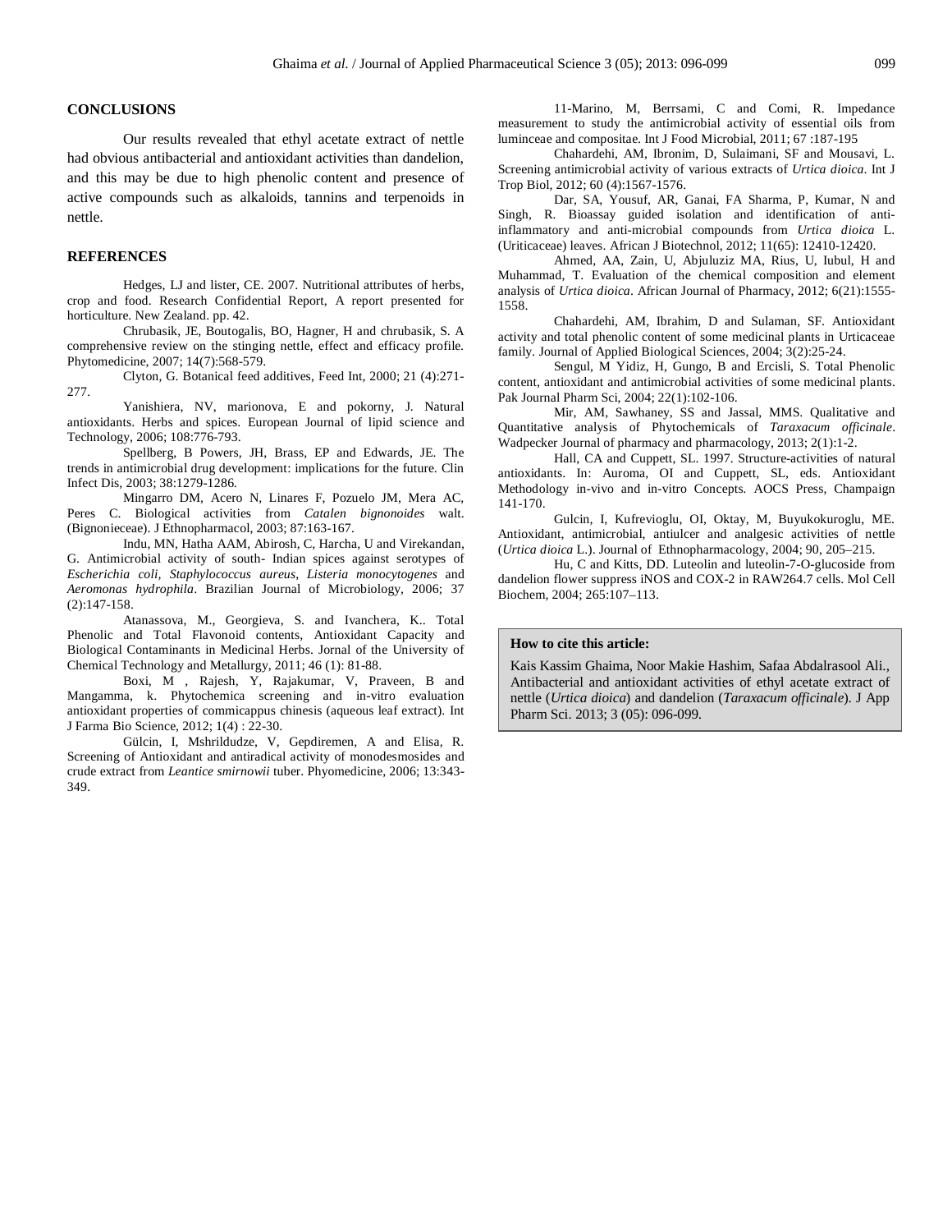## CONCLUSIONS

Our results revealed that ethyl acetate extract of nettle had obvious antibacterial and antioxidant activities than dandelion, and this may be due to high phenolic content and presence of active compounds such as alkaloids, tannins and terpenoids in nettle.

## REFERENCES

Hedges, LJ and lister, CE. 2007. Nutritional attributes of herbs, crop and food. Research Confidential Report, A report presented for horticulture. New Zealand. pp. 42.

Chrubasik, JE, Boutogalis, BO, Hagner, H and chrubasik, S. A comprehensive review on the stinging nettle, effect and efficacy profile. Phytomedicine, 2007; 14(7):568-579.

Clyton, G. Botanical feed additives, Feed Int, 2000; 21 (4):271-277.

Yanishiera, NV, marionova, E and pokorny, J. Natural antioxidants. Herbs and spices. European Journal of lipid science and Technology, 2006; 108:776-793.

Spellberg, B Powers, JH, Brass, EP and Edwards, JE. The trends in antimicrobial drug development: implications for the future. Clin Infect Dis, 2003; 38:1279-1286.

Mingarro DM, Acero N, Linares F, Pozuelo JM, Mera AC, Peres C. Biological activities from *Catalen bignonoides* walt. (Bignonieceae). J Ethnopharmacol, 2003; 87:163-167.

Indu, MN, Hatha AAM, Abirosh, C, Harcha, U and Virekandan, G. Antimicrobial activity of south- Indian spices against serotypes of *Escherichia coli*, *Staphylococcus aureus*, *Listeria monocytogenes* and *Aeromonas hydrophila*. Brazilian Journal of Microbiology, 2006; 37 (2):147-158.

Atanassova, M., Georgieva, S. and Ivanchera, K.. Total Phenolic and Total Flavonoid contents, Antioxidant Capacity and Biological Contaminants in Medicinal Herbs. Jornal of the University of Chemical Technology and Metallurgy, 2011; 46 (1): 81-88.

Boxi, M , Rajesh, Y, Rajakumar, V, Praveen, B and Mangamma, k. Phytochemica screening and in-vitro evaluation antioxidant properties of commicappus chinesis (aqueous leaf extract). Int J Farma Bio Science, 2012; 1(4) : 22-30.

Gülcin, I, Mshrildudze, V, Gepdiremen, A and Elisa, R. Screening of Antioxidant and antiradical activity of monodesmosides and crude extract from *Leantice smirnowii* tuber. Phyomedicine, 2006; 13:343-349.

11-Marino, M, Berrsami, C and Comi, R. Impedance measurement to study the antimicrobial activity of essential oils from luminceae and compositae. Int J Food Microbial, 2011; 67 :187-195

Chahardehi, AM, Ibronim, D, Sulaimani, SF and Mousavi, L. Screening antimicrobial activity of various extracts of *Urtica dioica*. Int J Trop Biol, 2012; 60 (4):1567-1576.

Dar, SA, Yousuf, AR, Ganai, FA Sharma, P, Kumar, N and Singh, R. Bioassay guided isolation and identification of anti-inflammatory and anti-microbial compounds from *Urtica dioica* L. (Uriticaceae) leaves. African J Biotechnol, 2012; 11(65): 12410-12420.

Ahmed, AA, Zain, U, Abjuluziz MA, Rius, U, Iubul, H and Muhammad, T. Evaluation of the chemical composition and element analysis of *Urtica dioica*. African Journal of Pharmacy, 2012; 6(21):1555-1558.

Chahardehi, AM, Ibrahim, D and Sulaman, SF. Antioxidant activity and total phenolic content of some medicinal plants in Urticaceae family. Journal of Applied Biological Sciences, 2004; 3(2):25-24.

Sengul, M Yidiz, H, Gungo, B and Ercisli, S. Total Phenolic content, antioxidant and antimicrobial activities of some medicinal plants. Pak Journal Pharm Sci, 2004; 22(1):102-106.

Mir, AM, Sawhaney, SS and Jassal, MMS. Qualitative and Quantitative analysis of Phytochemicals of *Taraxacum officinale*. Wadpecker Journal of pharmacy and pharmacology, 2013; 2(1):1-2.

Hall, CA and Cuppett, SL. 1997. Structure-activities of natural antioxidants. In: Auroma, OI and Cuppett, SL, eds. Antioxidant Methodology in-vivo and in-vitro Concepts. AOCS Press, Champaign 141-170.

Gulcin, I, Kufrevioglu, OI, Oktay, M, Buyukokuroglu, ME. Antioxidant, antimicrobial, antiulcer and analgesic activities of nettle (*Urtica dioica* L.). Journal of Ethnopharmacology, 2004; 90, 205–215.

Hu, C and Kitts, DD. Luteolin and luteolin-7-O-glucoside from dandelion flower suppress iNOS and COX-2 in RAW264.7 cells. Mol Cell Biochem, 2004; 265:107–113.

**How to cite this article:**

Kais Kassim Ghaima, Noor Makie Hashim, Safaa Abdalrasool Ali., Antibacterial and antioxidant activities of ethyl acetate extract of nettle (*Urtica dioica*) and dandelion (*Taraxacum officinale*). J App Pharm Sci. 2013; 3 (05): 096-099.